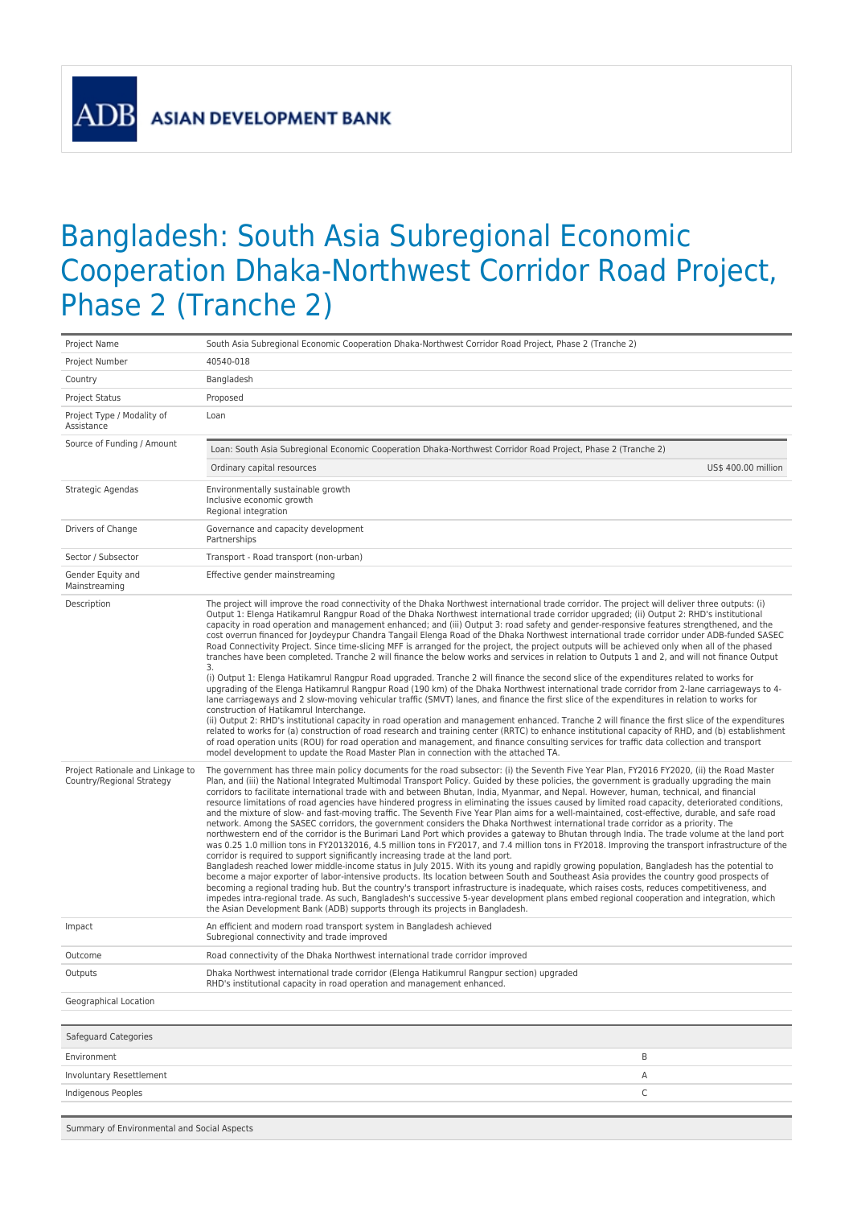ADB ASIAN DEVELOPMENT BANK

# Bangladesh: South Asia Subregional Economic Cooperation Dhaka-Northwest Corridor Road Project, Phase 2 (Tranche 2)

| | |
|---|---|
| Project Name | South Asia Subregional Economic Cooperation Dhaka-Northwest Corridor Road Project, Phase 2 (Tranche 2) |
| Project Number | 40540-018 |
| Country | Bangladesh |
| Project Status | Proposed |
| Project Type / Modality of Assistance | Loan |
| Source of Funding / Amount | Loan: South Asia Subregional Economic Cooperation Dhaka-Northwest Corridor Road Project, Phase 2 (Tranche 2)<br>Ordinary capital resources — US$ 400.00 million |
| Strategic Agendas | Environmentally sustainable growth<br>Inclusive economic growth<br>Regional integration |
| Drivers of Change | Governance and capacity development<br>Partnerships |
| Sector / Subsector | Transport - Road transport (non-urban) |
| Gender Equity and Mainstreaming | Effective gender mainstreaming |
| Description | The project will improve the road connectivity of the Dhaka Northwest international trade corridor. The project will deliver three outputs: (i) Output 1: Elenga Hatikamrul Rangpur Road of the Dhaka Northwest international trade corridor upgraded; (ii) Output 2: RHD's institutional capacity in road operation and management enhanced; and (iii) Output 3: road safety and gender-responsive features strengthened, and the cost overrun financed for Joydeypur Chandra Tangail Elenga Road of the Dhaka Northwest international trade corridor under ADB-funded SASEC Road Connectivity Project. Since time-slicing MFF is arranged for the project, the project outputs will be achieved only when all of the phased tranches have been completed. Tranche 2 will finance the below works and services in relation to Outputs 1 and 2, and will not finance Output 3.<br>(i) Output 1: Elenga Hatikamrul Rangpur Road upgraded. Tranche 2 will finance the second slice of the expenditures related to works for upgrading of the Elenga Hatikamrul Rangpur Road (190 km) of the Dhaka Northwest international trade corridor from 2-lane carriageways to 4-lane carriageways and 2 slow-moving vehicular traffic (SMVT) lanes, and finance the first slice of the expenditures in relation to works for construction of Hatikamrul Interchange.<br>(ii) Output 2: RHD's institutional capacity in road operation and management enhanced. Tranche 2 will finance the first slice of the expenditures related to works for (a) construction of road research and training center (RRTC) to enhance institutional capacity of RHD, and (b) establishment of road operation units (ROU) for road operation and management, and finance consulting services for traffic data collection and transport model development to update the Road Master Plan in connection with the attached TA. |
| Project Rationale and Linkage to Country/Regional Strategy | The government has three main policy documents for the road subsector: (i) the Seventh Five Year Plan, FY2016 FY2020, (ii) the Road Master Plan, and (iii) the National Integrated Multimodal Transport Policy. Guided by these policies, the government is gradually upgrading the main corridors to facilitate international trade with and between Bhutan, India, Myanmar, and Nepal. However, human, technical, and financial resource limitations of road agencies have hindered progress in eliminating the issues caused by limited road capacity, deteriorated conditions, and the mixture of slow- and fast-moving traffic. The Seventh Five Year Plan aims for a well-maintained, cost-effective, durable, and safe road network. Among the SASEC corridors, the government considers the Dhaka Northwest international trade corridor as a priority. The northwestern end of the corridor is the Burimari Land Port which provides a gateway to Bhutan through India. The trade volume at the land port was 0.25 1.0 million tons in FY20132016, 4.5 million tons in FY2017, and 7.4 million tons in FY2018. Improving the transport infrastructure of the corridor is required to support significantly increasing trade at the land port.<br>Bangladesh reached lower middle-income status in July 2015. With its young and rapidly growing population, Bangladesh has the potential to become a major exporter of labor-intensive products. Its location between South and Southeast Asia provides the country good prospects of becoming a regional trading hub. But the country's transport infrastructure is inadequate, which raises costs, reduces competitiveness, and impedes intra-regional trade. As such, Bangladesh's successive 5-year development plans embed regional cooperation and integration, which the Asian Development Bank (ADB) supports through its projects in Bangladesh. |
| Impact | An efficient and modern road transport system in Bangladesh achieved<br>Subregional connectivity and trade improved |
| Outcome | Road connectivity of the Dhaka Northwest international trade corridor improved |
| Outputs | Dhaka Northwest international trade corridor (Elenga Hatikumrul Rangpur section) upgraded<br>RHD's institutional capacity in road operation and management enhanced. |
| Geographical Location | |

| Safeguard Categories | |
|---|---|
| Environment | B |
| Involuntary Resettlement | A |
| Indigenous Peoples | C |

Summary of Environmental and Social Aspects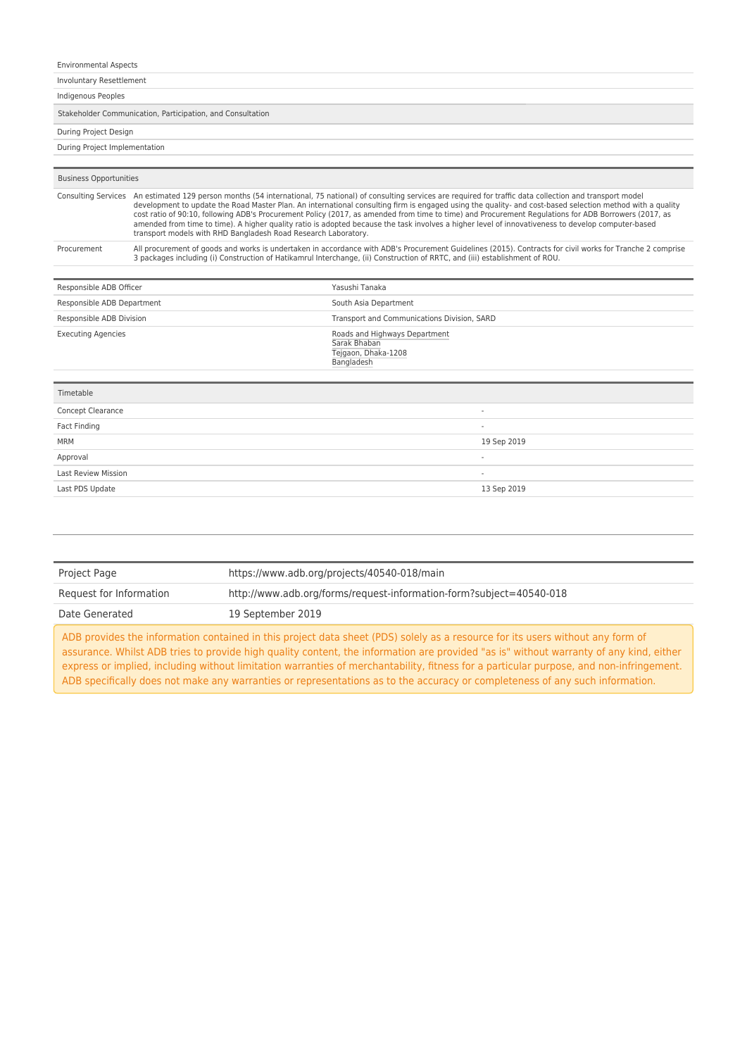| | |
|---|---|
| Environmental Aspects | |
| Involuntary Resettlement | |
| Indigenous Peoples | |

| Stakeholder Communication, Participation, and Consultation | |
|---|---|
| During Project Design | |
| During Project Implementation | |

| Business Opportunities | |
|---|---|
| Consulting Services | An estimated 129 person months (54 international, 75 national) of consulting services are required for traffic data collection and transport model development to update the Road Master Plan. An international consulting firm is engaged using the quality- and cost-based selection method with a quality cost ratio of 90:10, following ADB's Procurement Policy (2017, as amended from time to time) and Procurement Regulations for ADB Borrowers (2017, as amended from time to time). A higher quality ratio is adopted because the task involves a higher level of innovativeness to develop computer-based transport models with RHD Bangladesh Road Research Laboratory. |
| Procurement | All procurement of goods and works is undertaken in accordance with ADB's Procurement Guidelines (2015). Contracts for civil works for Tranche 2 comprise 3 packages including (i) Construction of Hatikamrul Interchange, (ii) Construction of RRTC, and (iii) establishment of ROU. |

| | |
|---|---|
| Responsible ADB Officer | Yasushi Tanaka |
| Responsible ADB Department | South Asia Department |
| Responsible ADB Division | Transport and Communications Division, SARD |
| Executing Agencies | Roads and Highways Department<br>Sarak Bhaban<br>Tejgaon, Dhaka-1208<br>Bangladesh |

| Timetable | |
|---|---|
| Concept Clearance | - |
| Fact Finding | - |
| MRM | 19 Sep 2019 |
| Approval | - |
| Last Review Mission | - |
| Last PDS Update | 13 Sep 2019 |

| | |
|---|---|
| Project Page | https://www.adb.org/projects/40540-018/main |
| Request for Information | http://www.adb.org/forms/request-information-form?subject=40540-018 |
| Date Generated | 19 September 2019 |

ADB provides the information contained in this project data sheet (PDS) solely as a resource for its users without any form of assurance. Whilst ADB tries to provide high quality content, the information are provided "as is" without warranty of any kind, either express or implied, including without limitation warranties of merchantability, fitness for a particular purpose, and non-infringement. ADB specifically does not make any warranties or representations as to the accuracy or completeness of any such information.